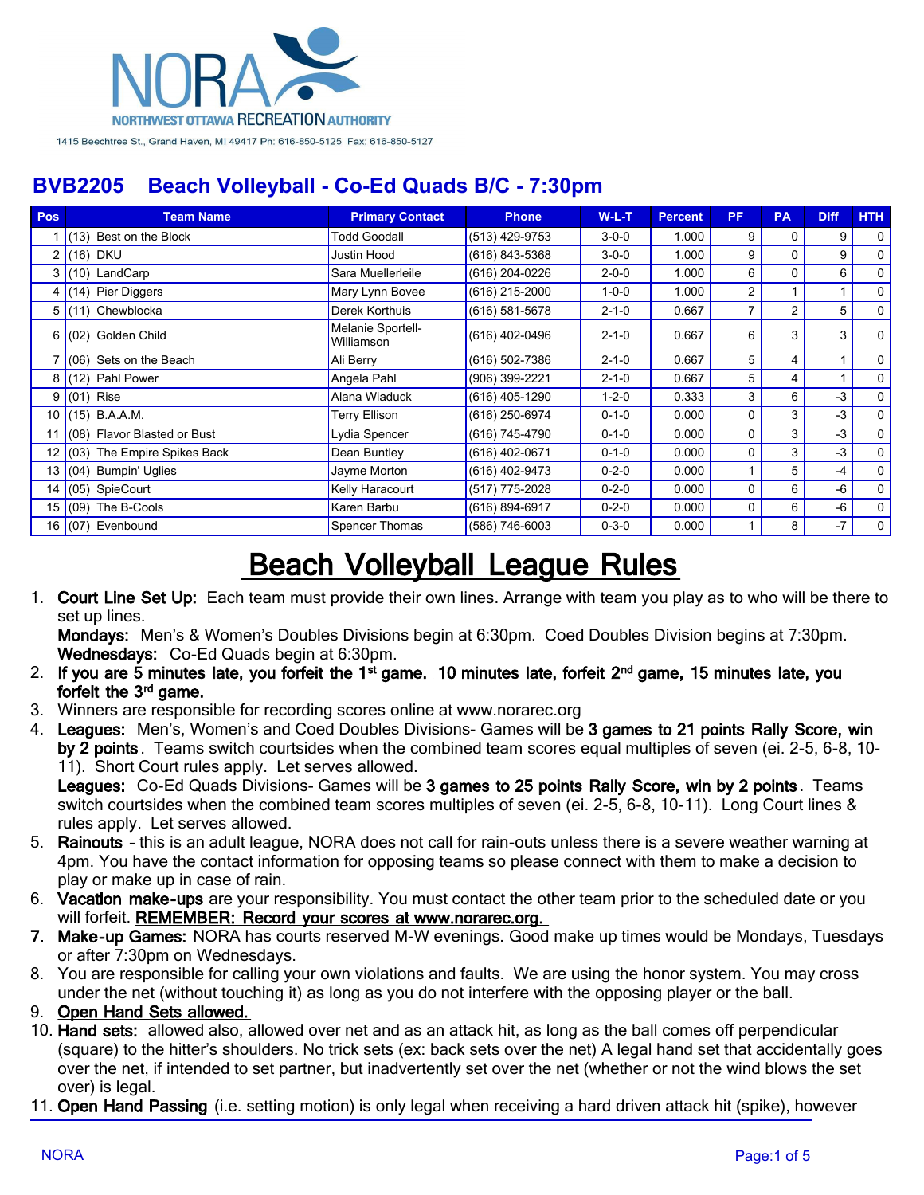NORA

NORTHWEST OTTAWA RECREATION AUTHORITY

1415 Beechtree St., Grand Haven, MI 49417 Ph: 616-850-5125 Fax: 616-850-5127

## BVB2205 Beach Volleyball - Co-Ed Quads B/C - 7:30pm

| Pos | Team Name | Primary Contact | Phone | W-L-T | Percent | PF | PA | Diff | HTH |
|---|---|---|---|---|---|---|---|---|---|
| 1 | (13) Best on the Block | Todd Goodall | (513) 429-9753 | 3-0-0 | 1.000 | 9 | 0 | 9 | 0 |
| 2 | (16) DKU | Justin Hood | (616) 843-5368 | 3-0-0 | 1.000 | 9 | 0 | 9 | 0 |
| 3 | (10) LandCarp | Sara Muellerleile | (616) 204-0226 | 2-0-0 | 1.000 | 6 | 0 | 6 | 0 |
| 4 | (14) Pier Diggers | Mary Lynn Bovee | (616) 215-2000 | 1-0-0 | 1.000 | 2 | 1 | 1 | 0 |
| 5 | (11) Chewblocka | Derek Korthuis | (616) 581-5678 | 2-1-0 | 0.667 | 7 | 2 | 5 | 0 |
| 6 | (02) Golden Child | Melanie Sportell-Williamson | (616) 402-0496 | 2-1-0 | 0.667 | 6 | 3 | 3 | 0 |
| 7 | (06) Sets on the Beach | Ali Berry | (616) 502-7386 | 2-1-0 | 0.667 | 5 | 4 | 1 | 0 |
| 8 | (12) Pahl Power | Angela Pahl | (906) 399-2221 | 2-1-0 | 0.667 | 5 | 4 | 1 | 0 |
| 9 | (01) Rise | Alana Wiaduck | (616) 405-1290 | 1-2-0 | 0.333 | 3 | 6 | -3 | 0 |
| 10 | (15) B.A.A.M. | Terry Ellison | (616) 250-6974 | 0-1-0 | 0.000 | 0 | 3 | -3 | 0 |
| 11 | (08) Flavor Blasted or Bust | Lydia Spencer | (616) 745-4790 | 0-1-0 | 0.000 | 0 | 3 | -3 | 0 |
| 12 | (03) The Empire Spikes Back | Dean Buntley | (616) 402-0671 | 0-1-0 | 0.000 | 0 | 3 | -3 | 0 |
| 13 | (04) Bumpin' Uglies | Jayme Morton | (616) 402-9473 | 0-2-0 | 0.000 | 1 | 5 | -4 | 0 |
| 14 | (05) SpieCourt | Kelly Haracourt | (517) 775-2028 | 0-2-0 | 0.000 | 0 | 6 | -6 | 0 |
| 15 | (09) The B-Cools | Karen Barbu | (616) 894-6917 | 0-2-0 | 0.000 | 0 | 6 | -6 | 0 |
| 16 | (07) Evenbound | Spencer Thomas | (586) 746-6003 | 0-3-0 | 0.000 | 1 | 8 | -7 | 0 |

# Beach Volleyball League Rules

1. **Court Line Set Up:** Each team must provide their own lines. Arrange with team you play as to who will be there to set up lines.
   **Mondays:** Men's & Women's Doubles Divisions begin at 6:30pm. Coed Doubles Division begins at 7:30pm.
   **Wednesdays:** Co-Ed Quads begin at 6:30pm.
2. **If you are 5 minutes late, you forfeit the 1st game. 10 minutes late, forfeit 2nd game, 15 minutes late, you forfeit the 3rd game.**
3. Winners are responsible for recording scores online at www.norarec.org
4. **Leagues:** Men's, Women's and Coed Doubles Divisions- Games will be **3 games to 21 points Rally Score, win by 2 points**. Teams switch courtsides when the combined team scores equal multiples of seven (ei. 2-5, 6-8, 10-11). Short Court rules apply. Let serves allowed.
   **Leagues:** Co-Ed Quads Divisions- Games will be **3 games to 25 points Rally Score, win by 2 points**. Teams switch courtsides when the combined team scores multiples of seven (ei. 2-5, 6-8, 10-11). Long Court lines & rules apply. Let serves allowed.
5. **Rainouts** – this is an adult league, NORA does not call for rain-outs unless there is a severe weather warning at 4pm. You have the contact information for opposing teams so please connect with them to make a decision to play or make up in case of rain.
6. **Vacation make-ups** are your responsibility. You must contact the other team prior to the scheduled date or you will forfeit. **REMEMBER: Record your scores at www.norarec.org.**
7. **Make-up Games:** NORA has courts reserved M-W evenings. Good make up times would be Mondays, Tuesdays or after 7:30pm on Wednesdays.
8. You are responsible for calling your own violations and faults. We are using the honor system. You may cross under the net (without touching it) as long as you do not interfere with the opposing player or the ball.
9. **Open Hand Sets allowed.**
10. **Hand sets:** allowed also, allowed over net and as an attack hit, as long as the ball comes off perpendicular (square) to the hitter's shoulders. No trick sets (ex: back sets over the net) A legal hand set that accidentally goes over the net, if intended to set partner, but inadvertently set over the net (whether or not the wind blows the set over) is legal.
11. **Open Hand Passing** (i.e. setting motion) is only legal when receiving a hard driven attack hit (spike), however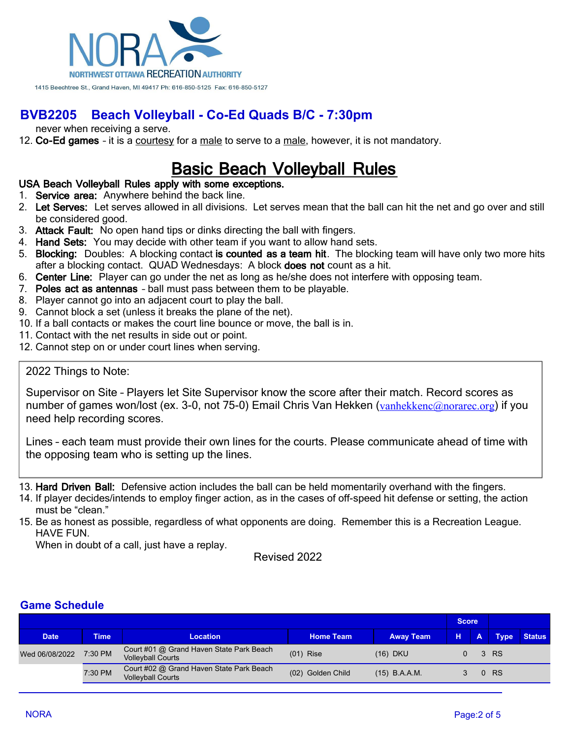NORA
NORTHWEST OTTAWA RECREATION AUTHORITY
1415 Beechtree St., Grand Haven, MI 49417 Ph: 616-850-5125 Fax: 616-850-5127

## BVB2205 Beach Volleyball - Co-Ed Quads B/C - 7:30pm

never when receiving a serve.

12. **Co-Ed games** - it is a courtesy for a male to serve to a male, however, it is not mandatory.

# Basic Beach Volleyball Rules

**USA Beach Volleyball Rules apply with some exceptions.**

1. **Service area:** Anywhere behind the back line.
2. **Let Serves:** Let serves allowed in all divisions. Let serves mean that the ball can hit the net and go over and still be considered good.
3. **Attack Fault:** No open hand tips or dinks directing the ball with fingers.
4. **Hand Sets:** You may decide with other team if you want to allow hand sets.
5. **Blocking:** Doubles: A blocking contact **is counted as a team hit**. The blocking team will have only two more hits after a blocking contact. QUAD Wednesdays: A block **does not** count as a hit.
6. **Center Line:** Player can go under the net as long as he/she does not interfere with opposing team.
7. **Poles act as antennas** - ball must pass between them to be playable.
8. Player cannot go into an adjacent court to play the ball.
9. Cannot block a set (unless it breaks the plane of the net).
10. If a ball contacts or makes the court line bounce or move, the ball is in.
11. Contact with the net results in side out or point.
12. Cannot step on or under court lines when serving.

> 2022 Things to Note:
>
> Supervisor on Site - Players let Site Supervisor know the score after their match. Record scores as number of games won/lost (ex. 3-0, not 75-0) Email Chris Van Hekken (vanhekkenc@norarec.org) if you need help recording scores.
>
> Lines - each team must provide their own lines for the courts. Please communicate ahead of time with the opposing team who is setting up the lines.

13. **Hard Driven Ball:** Defensive action includes the ball can be held momentarily overhand with the fingers.
14. If player decides/intends to employ finger action, as in the cases of off-speed hit defense or setting, the action must be "clean."
15. Be as honest as possible, regardless of what opponents are doing. Remember this is a Recreation League. HAVE FUN.
    When in doubt of a call, just have a replay.

Revised 2022

## Game Schedule

| | | | | | Score | | | |
|---|---|---|---|---|---|---|---|---|
| **Date** | **Time** | **Location** | **Home Team** | **Away Team** | **H** | **A** | **Type** | **Status** |
| Wed 06/08/2022 | 7:30 PM | Court #01 @ Grand Haven State Park Beach Volleyball Courts | (01) Rise | (16) DKU | 0 | 3 | RS | |
| | 7:30 PM | Court #02 @ Grand Haven State Park Beach Volleyball Courts | (02) Golden Child | (15) B.A.A.M. | 3 | 0 | RS | |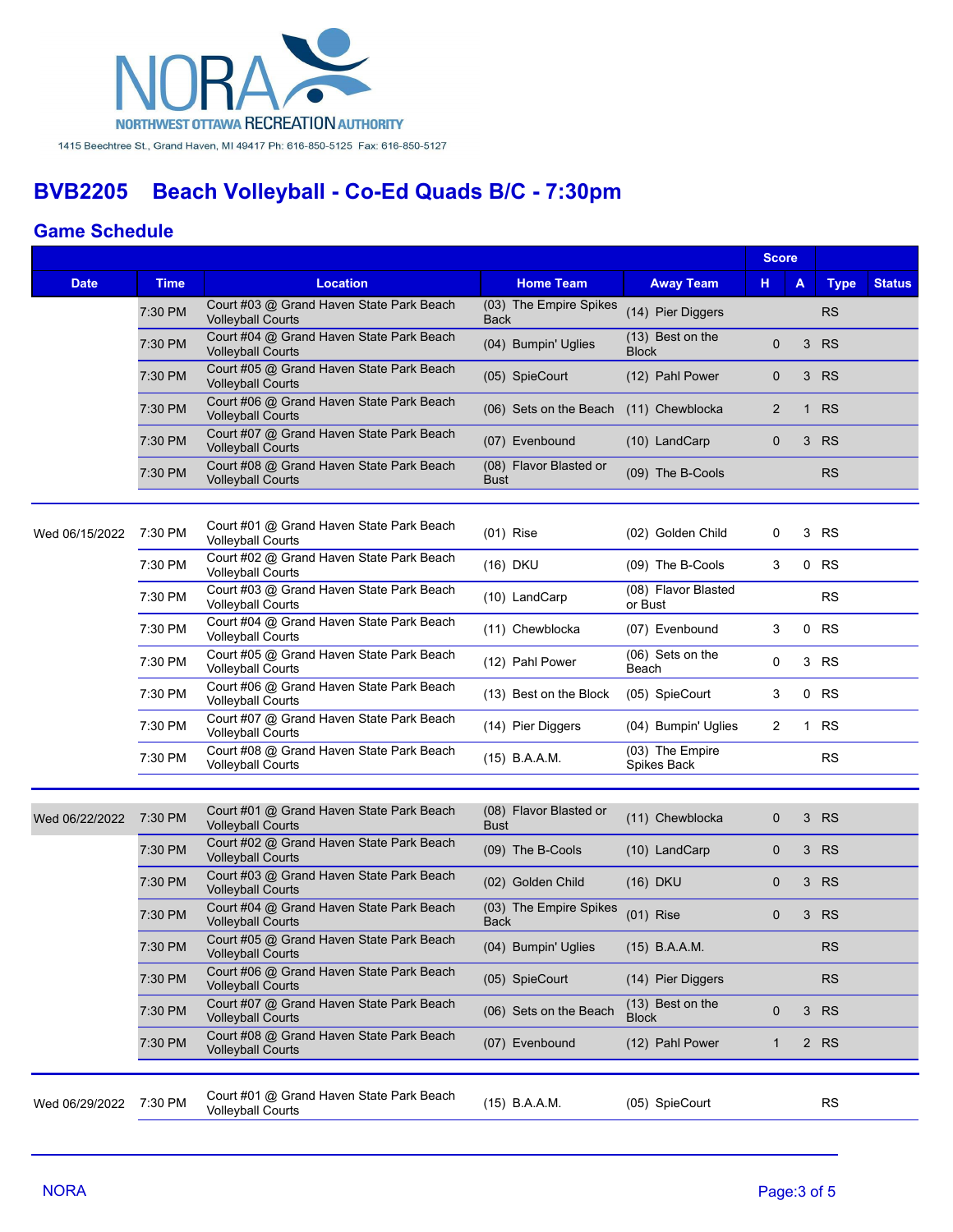NORA
NORTHWEST OTTAWA RECREATION AUTHORITY

1415 Beechtree St., Grand Haven, MI 49417 Ph: 616-850-5125 Fax: 616-850-5127

# BVB2205 Beach Volleyball - Co-Ed Quads B/C - 7:30pm

## Game Schedule

| Date | Time | Location | Home Team | Away Team | Score H | Score A | Type | Status |
|---|---|---|---|---|---|---|---|---|
| | 7:30 PM | Court #03 @ Grand Haven State Park Beach Volleyball Courts | (03) The Empire Spikes Back | (14) Pier Diggers | | | RS | |
| | 7:30 PM | Court #04 @ Grand Haven State Park Beach Volleyball Courts | (04) Bumpin' Uglies | (13) Best on the Block | 0 | 3 | RS | |
| | 7:30 PM | Court #05 @ Grand Haven State Park Beach Volleyball Courts | (05) SpieCourt | (12) Pahl Power | 0 | 3 | RS | |
| | 7:30 PM | Court #06 @ Grand Haven State Park Beach Volleyball Courts | (06) Sets on the Beach | (11) Chewblocka | 2 | 1 | RS | |
| | 7:30 PM | Court #07 @ Grand Haven State Park Beach Volleyball Courts | (07) Evenbound | (10) LandCarp | 0 | 3 | RS | |
| | 7:30 PM | Court #08 @ Grand Haven State Park Beach Volleyball Courts | (08) Flavor Blasted or Bust | (09) The B-Cools | | | RS | |
| Wed 06/15/2022 | 7:30 PM | Court #01 @ Grand Haven State Park Beach Volleyball Courts | (01) Rise | (02) Golden Child | 0 | 3 | RS | |
| | 7:30 PM | Court #02 @ Grand Haven State Park Beach Volleyball Courts | (16) DKU | (09) The B-Cools | 3 | 0 | RS | |
| | 7:30 PM | Court #03 @ Grand Haven State Park Beach Volleyball Courts | (10) LandCarp | (08) Flavor Blasted or Bust | | | RS | |
| | 7:30 PM | Court #04 @ Grand Haven State Park Beach Volleyball Courts | (11) Chewblocka | (07) Evenbound | 3 | 0 | RS | |
| | 7:30 PM | Court #05 @ Grand Haven State Park Beach Volleyball Courts | (12) Pahl Power | (06) Sets on the Beach | 0 | 3 | RS | |
| | 7:30 PM | Court #06 @ Grand Haven State Park Beach Volleyball Courts | (13) Best on the Block | (05) SpieCourt | 3 | 0 | RS | |
| | 7:30 PM | Court #07 @ Grand Haven State Park Beach Volleyball Courts | (14) Pier Diggers | (04) Bumpin' Uglies | 2 | 1 | RS | |
| | 7:30 PM | Court #08 @ Grand Haven State Park Beach Volleyball Courts | (15) B.A.A.M. | (03) The Empire Spikes Back | | | RS | |
| Wed 06/22/2022 | 7:30 PM | Court #01 @ Grand Haven State Park Beach Volleyball Courts | (08) Flavor Blasted or Bust | (11) Chewblocka | 0 | 3 | RS | |
| | 7:30 PM | Court #02 @ Grand Haven State Park Beach Volleyball Courts | (09) The B-Cools | (10) LandCarp | 0 | 3 | RS | |
| | 7:30 PM | Court #03 @ Grand Haven State Park Beach Volleyball Courts | (02) Golden Child | (16) DKU | 0 | 3 | RS | |
| | 7:30 PM | Court #04 @ Grand Haven State Park Beach Volleyball Courts | (03) The Empire Spikes Back | (01) Rise | 0 | 3 | RS | |
| | 7:30 PM | Court #05 @ Grand Haven State Park Beach Volleyball Courts | (04) Bumpin' Uglies | (15) B.A.A.M. | | | RS | |
| | 7:30 PM | Court #06 @ Grand Haven State Park Beach Volleyball Courts | (05) SpieCourt | (14) Pier Diggers | | | RS | |
| | 7:30 PM | Court #07 @ Grand Haven State Park Beach Volleyball Courts | (06) Sets on the Beach | (13) Best on the Block | 0 | 3 | RS | |
| | 7:30 PM | Court #08 @ Grand Haven State Park Beach Volleyball Courts | (07) Evenbound | (12) Pahl Power | 1 | 2 | RS | |
| Wed 06/29/2022 | 7:30 PM | Court #01 @ Grand Haven State Park Beach Volleyball Courts | (15) B.A.A.M. | (05) SpieCourt | | | RS | |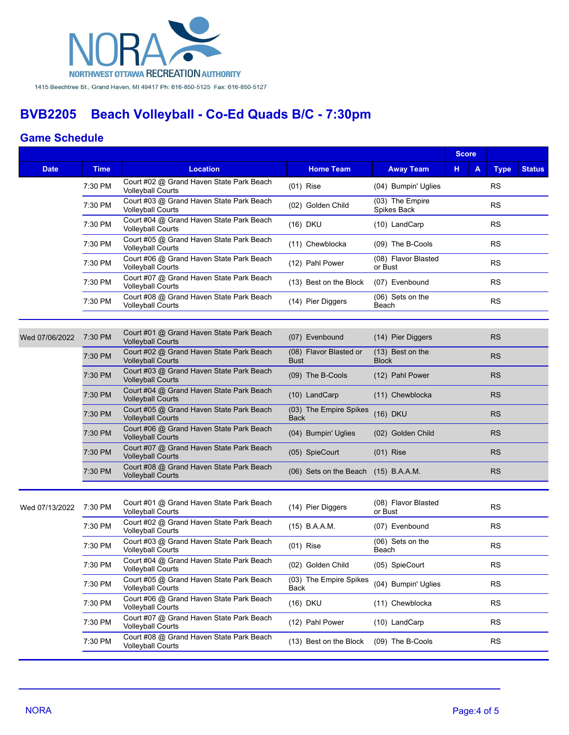NORA
NORTHWEST OTTAWA RECREATION AUTHORITY

1415 Beechtree St., Grand Haven, MI 49417 Ph: 616-850-5125 Fax: 616-850-5127

# BVB2205 Beach Volleyball - Co-Ed Quads B/C - 7:30pm

## Game Schedule

| Date | Time | Location | Home Team | Away Team | Score H | Score A | Type | Status |
|---|---|---|---|---|---|---|---|---|
| | 7:30 PM | Court #02 @ Grand Haven State Park Beach Volleyball Courts | (01) Rise | (04) Bumpin' Uglies | | | RS | |
| | 7:30 PM | Court #03 @ Grand Haven State Park Beach Volleyball Courts | (02) Golden Child | (03) The Empire Spikes Back | | | RS | |
| | 7:30 PM | Court #04 @ Grand Haven State Park Beach Volleyball Courts | (16) DKU | (10) LandCarp | | | RS | |
| | 7:30 PM | Court #05 @ Grand Haven State Park Beach Volleyball Courts | (11) Chewblocka | (09) The B-Cools | | | RS | |
| | 7:30 PM | Court #06 @ Grand Haven State Park Beach Volleyball Courts | (12) Pahl Power | (08) Flavor Blasted or Bust | | | RS | |
| | 7:30 PM | Court #07 @ Grand Haven State Park Beach Volleyball Courts | (13) Best on the Block | (07) Evenbound | | | RS | |
| | 7:30 PM | Court #08 @ Grand Haven State Park Beach Volleyball Courts | (14) Pier Diggers | (06) Sets on the Beach | | | RS | |
| Wed 07/06/2022 | 7:30 PM | Court #01 @ Grand Haven State Park Beach Volleyball Courts | (07) Evenbound | (14) Pier Diggers | | | RS | |
| | 7:30 PM | Court #02 @ Grand Haven State Park Beach Volleyball Courts | (08) Flavor Blasted or Bust | (13) Best on the Block | | | RS | |
| | 7:30 PM | Court #03 @ Grand Haven State Park Beach Volleyball Courts | (09) The B-Cools | (12) Pahl Power | | | RS | |
| | 7:30 PM | Court #04 @ Grand Haven State Park Beach Volleyball Courts | (10) LandCarp | (11) Chewblocka | | | RS | |
| | 7:30 PM | Court #05 @ Grand Haven State Park Beach Volleyball Courts | (03) The Empire Spikes Back | (16) DKU | | | RS | |
| | 7:30 PM | Court #06 @ Grand Haven State Park Beach Volleyball Courts | (04) Bumpin' Uglies | (02) Golden Child | | | RS | |
| | 7:30 PM | Court #07 @ Grand Haven State Park Beach Volleyball Courts | (05) SpieCourt | (01) Rise | | | RS | |
| | 7:30 PM | Court #08 @ Grand Haven State Park Beach Volleyball Courts | (06) Sets on the Beach | (15) B.A.A.M. | | | RS | |
| Wed 07/13/2022 | 7:30 PM | Court #01 @ Grand Haven State Park Beach Volleyball Courts | (14) Pier Diggers | (08) Flavor Blasted or Bust | | | RS | |
| | 7:30 PM | Court #02 @ Grand Haven State Park Beach Volleyball Courts | (15) B.A.A.M. | (07) Evenbound | | | RS | |
| | 7:30 PM | Court #03 @ Grand Haven State Park Beach Volleyball Courts | (01) Rise | (06) Sets on the Beach | | | RS | |
| | 7:30 PM | Court #04 @ Grand Haven State Park Beach Volleyball Courts | (02) Golden Child | (05) SpieCourt | | | RS | |
| | 7:30 PM | Court #05 @ Grand Haven State Park Beach Volleyball Courts | (03) The Empire Spikes Back | (04) Bumpin' Uglies | | | RS | |
| | 7:30 PM | Court #06 @ Grand Haven State Park Beach Volleyball Courts | (16) DKU | (11) Chewblocka | | | RS | |
| | 7:30 PM | Court #07 @ Grand Haven State Park Beach Volleyball Courts | (12) Pahl Power | (10) LandCarp | | | RS | |
| | 7:30 PM | Court #08 @ Grand Haven State Park Beach Volleyball Courts | (13) Best on the Block | (09) The B-Cools | | | RS | |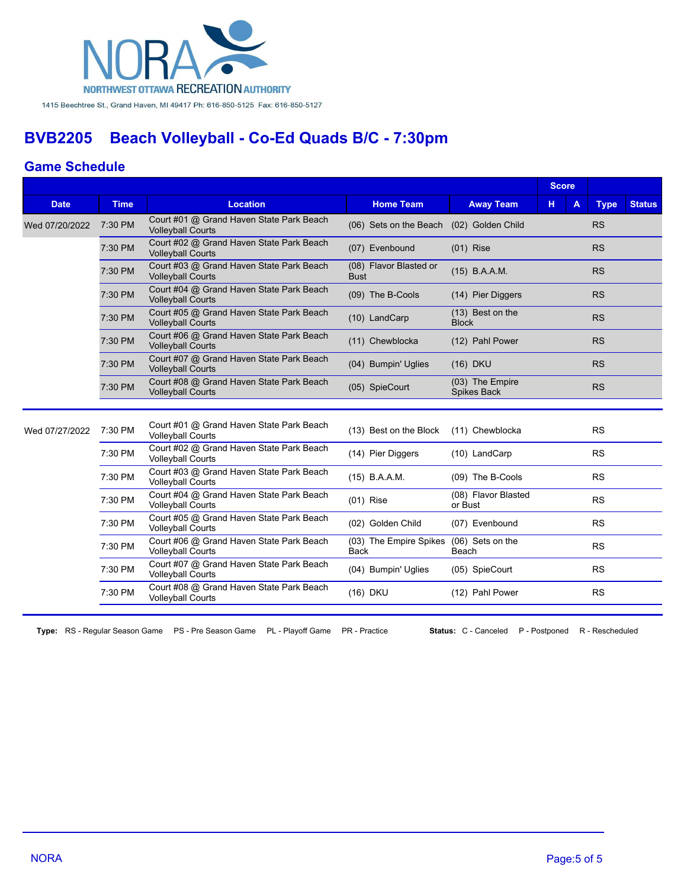NORTHWEST OTTAWA RECREATION AUTHORITY

1415 Beechtree St., Grand Haven, MI 49417 Ph: 616-850-5125 Fax: 616-850-5127

# BVB2205 Beach Volleyball - Co-Ed Quads B/C - 7:30pm

## Game Schedule

| Date | Time | Location | Home Team | Away Team | Score H | Score A | Type | Status |
|---|---|---|---|---|---|---|---|---|
| Wed 07/20/2022 | 7:30 PM | Court #01 @ Grand Haven State Park Beach Volleyball Courts | (06) Sets on the Beach | (02) Golden Child | | | RS | |
| | 7:30 PM | Court #02 @ Grand Haven State Park Beach Volleyball Courts | (07) Evenbound | (01) Rise | | | RS | |
| | 7:30 PM | Court #03 @ Grand Haven State Park Beach Volleyball Courts | (08) Flavor Blasted or Bust | (15) B.A.A.M. | | | RS | |
| | 7:30 PM | Court #04 @ Grand Haven State Park Beach Volleyball Courts | (09) The B-Cools | (14) Pier Diggers | | | RS | |
| | 7:30 PM | Court #05 @ Grand Haven State Park Beach Volleyball Courts | (10) LandCarp | (13) Best on the Block | | | RS | |
| | 7:30 PM | Court #06 @ Grand Haven State Park Beach Volleyball Courts | (11) Chewblocka | (12) Pahl Power | | | RS | |
| | 7:30 PM | Court #07 @ Grand Haven State Park Beach Volleyball Courts | (04) Bumpin' Uglies | (16) DKU | | | RS | |
| | 7:30 PM | Court #08 @ Grand Haven State Park Beach Volleyball Courts | (05) SpieCourt | (03) The Empire Spikes Back | | | RS | |
| Wed 07/27/2022 | 7:30 PM | Court #01 @ Grand Haven State Park Beach Volleyball Courts | (13) Best on the Block | (11) Chewblocka | | | RS | |
| | 7:30 PM | Court #02 @ Grand Haven State Park Beach Volleyball Courts | (14) Pier Diggers | (10) LandCarp | | | RS | |
| | 7:30 PM | Court #03 @ Grand Haven State Park Beach Volleyball Courts | (15) B.A.A.M. | (09) The B-Cools | | | RS | |
| | 7:30 PM | Court #04 @ Grand Haven State Park Beach Volleyball Courts | (01) Rise | (08) Flavor Blasted or Bust | | | RS | |
| | 7:30 PM | Court #05 @ Grand Haven State Park Beach Volleyball Courts | (02) Golden Child | (07) Evenbound | | | RS | |
| | 7:30 PM | Court #06 @ Grand Haven State Park Beach Volleyball Courts | (03) The Empire Spikes Back | (06) Sets on the Beach | | | RS | |
| | 7:30 PM | Court #07 @ Grand Haven State Park Beach Volleyball Courts | (04) Bumpin' Uglies | (05) SpieCourt | | | RS | |
| | 7:30 PM | Court #08 @ Grand Haven State Park Beach Volleyball Courts | (16) DKU | (12) Pahl Power | | | RS | |

**Type:** RS - Regular Season Game PS - Pre Season Game PL - Playoff Game PR - Practice **Status:** C - Canceled P - Postponed R - Rescheduled